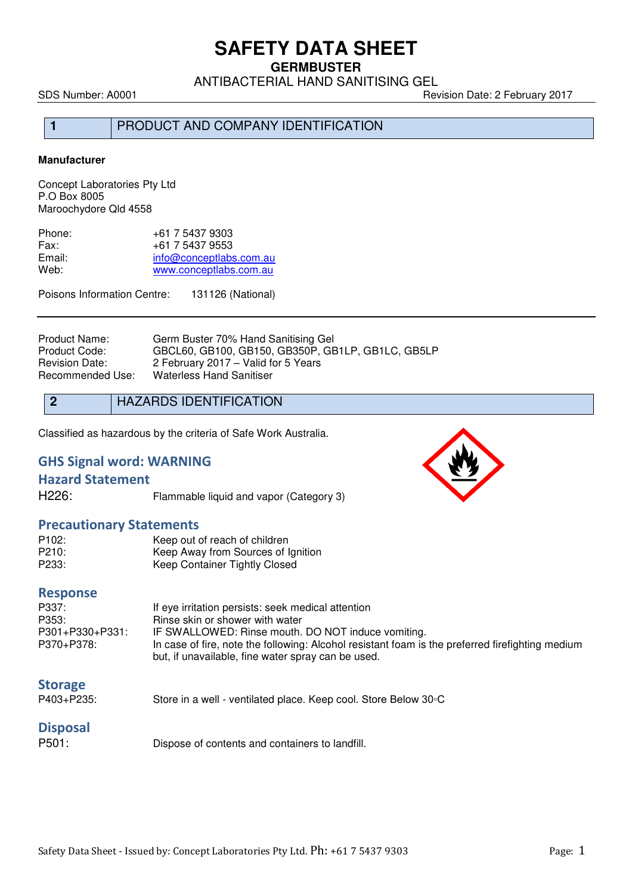# SAFETY DATA SHEET

**GERMBUSTER**

ANTIBACTERIAL HAND SANITISING GEL

SDS Number: A0001 Revision Date: 2 February 2017

## 1 PRODUCT AND COMPANY IDENTIFICATION

**Manufacturer**

Concept Laboratories Pty Ltd
P.O Box 8005
Maroochydore Qld 4558

| | |
|---|---|
| Phone: | +61 7 5437 9303 |
| Fax: | +61 7 5437 9553 |
| Email: | info@conceptlabs.com.au |
| Web: | www.conceptlabs.com.au |

Poisons Information Centre: 131126 (National)

| | |
|---|---|
| Product Name: | Germ Buster 70% Hand Sanitising Gel |
| Product Code: | GBCL60, GB100, GB150, GB350P, GB1LP, GB1LC, GB5LP |
| Revision Date: | 2 February 2017 – Valid for 5 Years |
| Recommended Use: | Waterless Hand Sanitiser |

## 2 HAZARDS IDENTIFICATION

Classified as hazardous by the criteria of Safe Work Australia.

### GHS Signal word: WARNING

### Hazard Statement

| | |
|---|---|
| H226: | Flammable liquid and vapor (Category 3) |

### Precautionary Statements

| | |
|---|---|
| P102: | Keep out of reach of children |
| P210: | Keep Away from Sources of Ignition |
| P233: | Keep Container Tightly Closed |

### Response

| | |
|---|---|
| P337: | If eye irritation persists: seek medical attention |
| P353: | Rinse skin or shower with water |
| P301+P330+P331: | IF SWALLOWED: Rinse mouth. DO NOT induce vomiting. |
| P370+P378: | In case of fire, note the following: Alcohol resistant foam is the preferred firefighting medium but, if unavailable, fine water spray can be used. |

### Storage

| | |
|---|---|
| P403+P235: | Store in a well - ventilated place. Keep cool. Store Below 30◦C |

### Disposal

| | |
|---|---|
| P501: | Dispose of contents and containers to landfill. |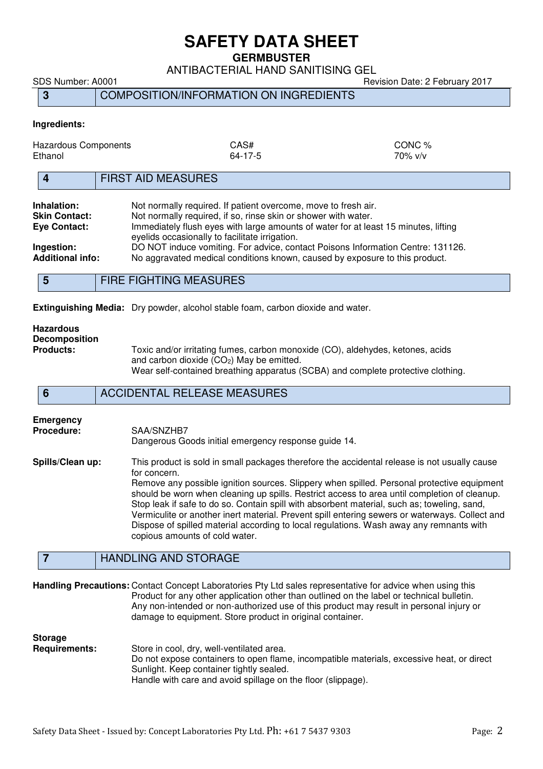# SAFETY DATA SHEET

**GERMBUSTER**

ANTIBACTERIAL HAND SANITISING GEL

SDS Number: A0001 Revision Date: 2 February 2017

## 3 COMPOSITION/INFORMATION ON INGREDIENTS

**Ingredients:**

| Hazardous Components | CAS# | CONC % |
|---|---|---|
| Ethanol | 64-17-5 | 70% v/v |

## 4 FIRST AID MEASURES

**Inhalation:** Not normally required. If patient overcome, move to fresh air.
**Skin Contact:** Not normally required, if so, rinse skin or shower with water.
**Eye Contact:** Immediately flush eyes with large amounts of water for at least 15 minutes, lifting eyelids occasionally to facilitate irrigation.
**Ingestion:** DO NOT induce vomiting. For advice, contact Poisons Information Centre: 131126.
**Additional info:** No aggravated medical conditions known, caused by exposure to this product.

## 5 FIRE FIGHTING MEASURES

**Extinguishing Media:** Dry powder, alcohol stable foam, carbon dioxide and water.

**Hazardous Decomposition Products:** Toxic and/or irritating fumes, carbon monoxide (CO), aldehydes, ketones, acids and carbon dioxide ($CO_2$) May be emitted.
Wear self-contained breathing apparatus (SCBA) and complete protective clothing.

## 6 ACCIDENTAL RELEASE MEASURES

**Emergency Procedure:** SAA/SNZHB7
Dangerous Goods initial emergency response guide 14.

**Spills/Clean up:** This product is sold in small packages therefore the accidental release is not usually cause for concern.
Remove any possible ignition sources. Slippery when spilled. Personal protective equipment should be worn when cleaning up spills. Restrict access to area until completion of cleanup. Stop leak if safe to do so. Contain spill with absorbent material, such as; toweling, sand, Vermiculite or another inert material. Prevent spill entering sewers or waterways. Collect and Dispose of spilled material according to local regulations. Wash away any remnants with copious amounts of cold water.

## 7 HANDLING AND STORAGE

**Handling Precautions:** Contact Concept Laboratories Pty Ltd sales representative for advice when using this Product for any other application other than outlined on the label or technical bulletin. Any non-intended or non-authorized use of this product may result in personal injury or damage to equipment. Store product in original container.

**Storage Requirements:** Store in cool, dry, well-ventilated area.
Do not expose containers to open flame, incompatible materials, excessive heat, or direct Sunlight. Keep container tightly sealed.
Handle with care and avoid spillage on the floor (slippage).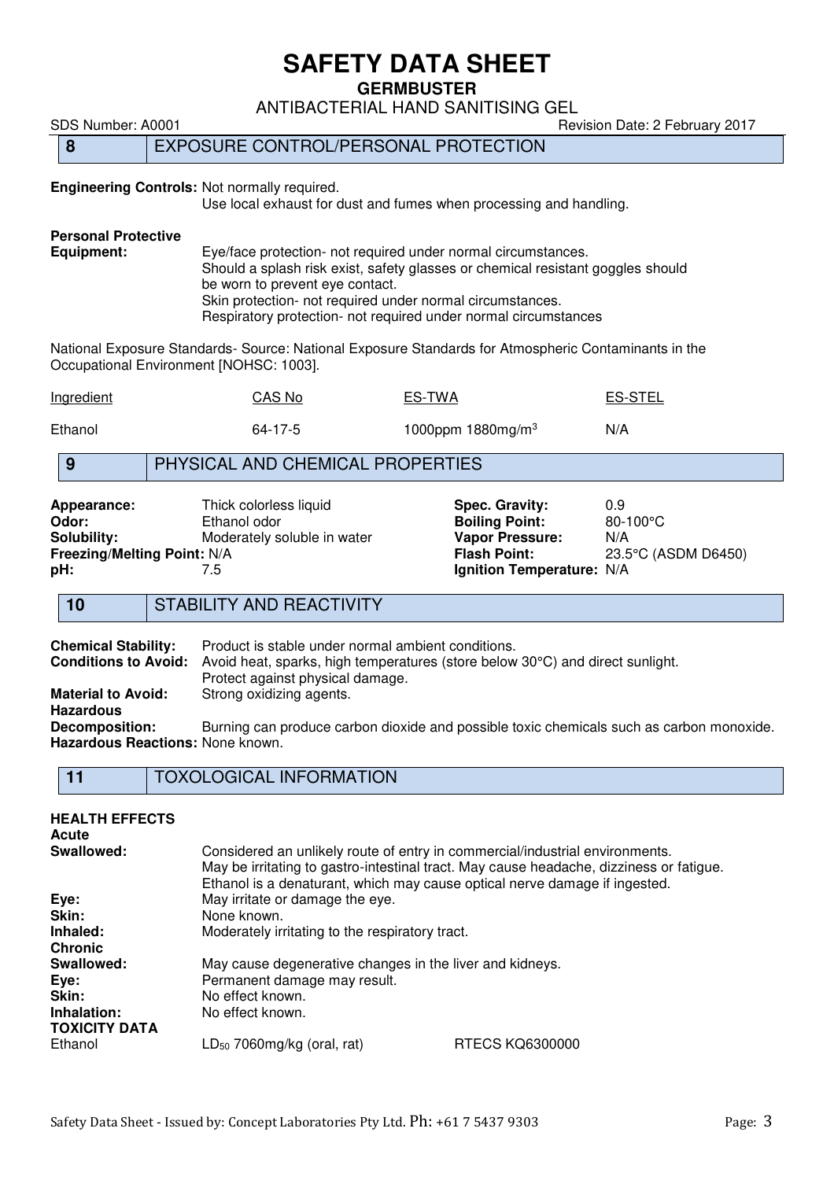## 8 EXPOSURE CONTROL/PERSONAL PROTECTION

**Engineering Controls:** Not normally required.
Use local exhaust for dust and fumes when processing and handling.

**Personal Protective Equipment:** Eye/face protection- not required under normal circumstances.
Should a splash risk exist, safety glasses or chemical resistant goggles should be worn to prevent eye contact.
Skin protection- not required under normal circumstances.
Respiratory protection- not required under normal circumstances

National Exposure Standards- Source: National Exposure Standards for Atmospheric Contaminants in the Occupational Environment [NOHSC: 1003].

| Ingredient | CAS No | ES-TWA | ES-STEL |
|---|---|---|---|
| Ethanol | 64-17-5 | 1000ppm 1880mg/m$^3$ | N/A |

## 9 PHYSICAL AND CHEMICAL PROPERTIES

**Appearance:** Thick colorless liquid
**Odor:** Ethanol odor
**Solubility:** Moderately soluble in water
**Freezing/Melting Point:** N/A
**pH:** 7.5
**Spec. Gravity:** 0.9
**Boiling Point:** 80-100°C
**Vapor Pressure:** N/A
**Flash Point:** 23.5°C (ASDM D6450)
**Ignition Temperature:** N/A

## 10 STABILITY AND REACTIVITY

**Chemical Stability:** Product is stable under normal ambient conditions.
**Conditions to Avoid:** Avoid heat, sparks, high temperatures (store below 30°C) and direct sunlight. Protect against physical damage.
**Material to Avoid:** Strong oxidizing agents.
**Hazardous Decomposition:** Burning can produce carbon dioxide and possible toxic chemicals such as carbon monoxide.
**Hazardous Reactions:** None known.

## 11 TOXOLOGICAL INFORMATION

**HEALTH EFFECTS**

**Acute**

**Swallowed:** Considered an unlikely route of entry in commercial/industrial environments. May be irritating to gastro-intestinal tract. May cause headache, dizziness or fatigue. Ethanol is a denaturant, which may cause optical nerve damage if ingested.
**Eye:** May irritate or damage the eye.
**Skin:** None known.
**Inhaled:** Moderately irritating to the respiratory tract.

**Chronic**

**Swallowed:** May cause degenerative changes in the liver and kidneys.
**Eye:** Permanent damage may result.
**Skin:** No effect known.
**Inhalation:** No effect known.

**TOXICITY DATA**

| Ethanol | $LD_{50}$ 7060mg/kg (oral, rat) | RTECS KQ6300000 |
|---|---|---|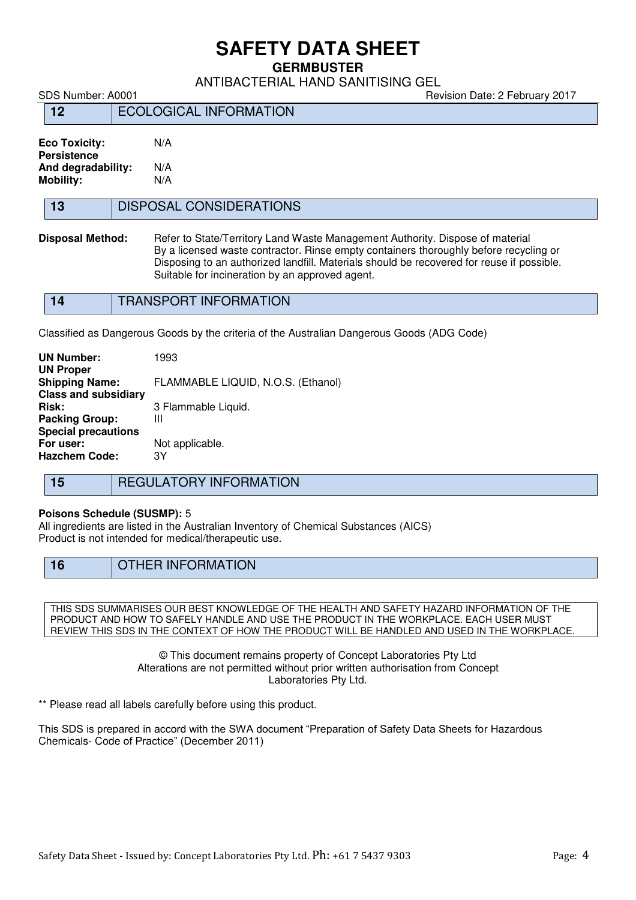# SAFETY DATA SHEET

**GERMBUSTER**

ANTIBACTERIAL HAND SANITISING GEL

SDS Number: A0001 Revision Date: 2 February 2017

## 12 ECOLOGICAL INFORMATION

**Eco Toxicity:** N/A

**Persistence And degradability:** N/A

**Mobility:** N/A

## 13 DISPOSAL CONSIDERATIONS

**Disposal Method:** Refer to State/Territory Land Waste Management Authority. Dispose of material By a licensed waste contractor. Rinse empty containers thoroughly before recycling or Disposing to an authorized landfill. Materials should be recovered for reuse if possible. Suitable for incineration by an approved agent.

## 14 TRANSPORT INFORMATION

Classified as Dangerous Goods by the criteria of the Australian Dangerous Goods (ADG Code)

**UN Number:** 1993

**UN Proper Shipping Name:** FLAMMABLE LIQUID, N.O.S. (Ethanol)

**Class and subsidiary Risk:** 3 Flammable Liquid.

**Packing Group:** III

**Special precautions For user:** Not applicable.

**Hazchem Code:** 3Y

## 15 REGULATORY INFORMATION

**Poisons Schedule (SUSMP):** 5

All ingredients are listed in the Australian Inventory of Chemical Substances (AICS)

Product is not intended for medical/therapeutic use.

## 16 OTHER INFORMATION

THIS SDS SUMMARISES OUR BEST KNOWLEDGE OF THE HEALTH AND SAFETY HAZARD INFORMATION OF THE PRODUCT AND HOW TO SAFELY HANDLE AND USE THE PRODUCT IN THE WORKPLACE. EACH USER MUST REVIEW THIS SDS IN THE CONTEXT OF HOW THE PRODUCT WILL BE HANDLED AND USED IN THE WORKPLACE.

© This document remains property of Concept Laboratories Pty Ltd
Alterations are not permitted without prior written authorisation from Concept Laboratories Pty Ltd.

** Please read all labels carefully before using this product.

This SDS is prepared in accord with the SWA document "Preparation of Safety Data Sheets for Hazardous Chemicals- Code of Practice" (December 2011)

Safety Data Sheet - Issued by: Concept Laboratories Pty Ltd. Ph: +61 7 5437 9303